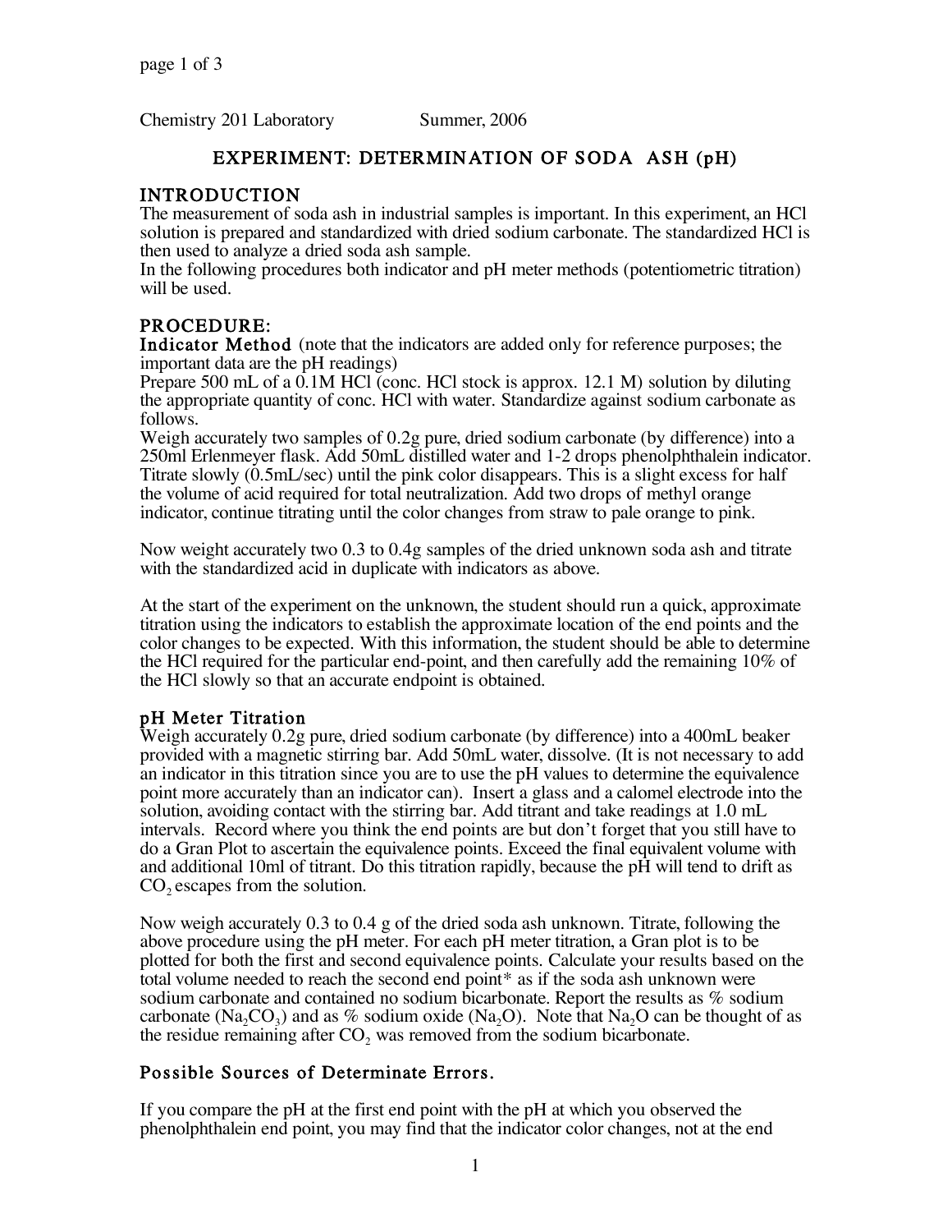Chemistry 201 Laboratory Summer, 2006

# EXPERIMENT: DETERMINATION OF SODA ASH (pH)

## INTRODUCTION

The measurement of soda ash in industrial samples is important. In this experiment, an HCl solution is prepared and standardized with dried sodium carbonate. The standardized HCl is then used to analyze a dried soda ash sample.
In the following procedures both indicator and pH meter methods (potentiometric titration) will be used.

## PROCEDURE:

### Indicator Method

(note that the indicators are added only for reference purposes; the important data are the pH readings)

Prepare 500 mL of a 0.1M HCl (conc. HCl stock is approx. 12.1 M) solution by diluting the appropriate quantity of conc. HCl with water. Standardize against sodium carbonate as follows.
Weigh accurately two samples of 0.2g pure, dried sodium carbonate (by difference) into a 250ml Erlenmeyer flask. Add 50mL distilled water and 1-2 drops phenolphthalein indicator. Titrate slowly (0.5mL/sec) until the pink color disappears. This is a slight excess for half the volume of acid required for total neutralization. Add two drops of methyl orange indicator, continue titrating until the color changes from straw to pale orange to pink.

Now weight accurately two 0.3 to 0.4g samples of the dried unknown soda ash and titrate with the standardized acid in duplicate with indicators as above.

At the start of the experiment on the unknown, the student should run a quick, approximate titration using the indicators to establish the approximate location of the end points and the color changes to be expected. With this information, the student should be able to determine the HCl required for the particular end-point, and then carefully add the remaining 10% of the HCl slowly so that an accurate endpoint is obtained.

### pH Meter Titration

Weigh accurately 0.2g pure, dried sodium carbonate (by difference) into a 400mL beaker provided with a magnetic stirring bar. Add 50mL water, dissolve. (It is not necessary to add an indicator in this titration since you are to use the pH values to determine the equivalence point more accurately than an indicator can). Insert a glass and a calomel electrode into the solution, avoiding contact with the stirring bar. Add titrant and take readings at 1.0 mL intervals. Record where you think the end points are but don't forget that you still have to do a Gran Plot to ascertain the equivalence points. Exceed the final equivalent volume with and additional 10ml of titrant. Do this titration rapidly, because the pH will tend to drift as $CO_2$ escapes from the solution.

Now weigh accurately 0.3 to 0.4 g of the dried soda ash unknown. Titrate, following the above procedure using the pH meter. For each pH meter titration, a Gran plot is to be plotted for both the first and second equivalence points. Calculate your results based on the total volume needed to reach the second end point* as if the soda ash unknown were sodium carbonate and contained no sodium bicarbonate. Report the results as % sodium carbonate ($Na_2CO_3$) and as % sodium oxide ($Na_2O$). Note that $Na_2O$ can be thought of as the residue remaining after $CO_2$ was removed from the sodium bicarbonate.

## Possible Sources of Determinate Errors.

If you compare the pH at the first end point with the pH at which you observed the phenolphthalein end point, you may find that the indicator color changes, not at the end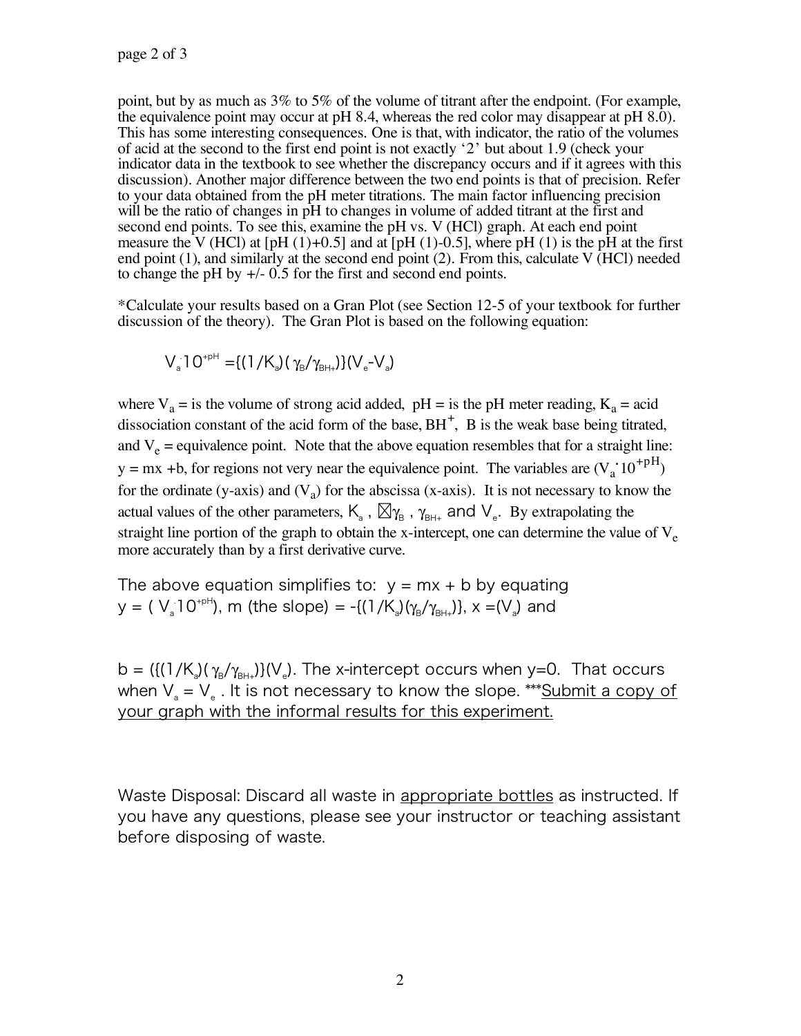point, but by as much as 3% to 5% of the volume of titrant after the endpoint. (For example, the equivalence point may occur at pH 8.4, whereas the red color may disappear at pH 8.0). This has some interesting consequences. One is that, with indicator, the ratio of the volumes of acid at the second to the first end point is not exactly '2' but about 1.9 (check your indicator data in the textbook to see whether the discrepancy occurs and if it agrees with this discussion). Another major difference between the two end points is that of precision. Refer to your data obtained from the pH meter titrations. The main factor influencing precision will be the ratio of changes in pH to changes in volume of added titrant at the first and second end points. To see this, examine the pH vs. V (HCl) graph. At each end point measure the V (HCl) at [pH (1)+0.5] and at [pH (1)-0.5], where pH (1) is the pH at the first end point (1), and similarly at the second end point (2). From this, calculate V (HCl) needed to change the pH by +/- 0.5 for the first and second end points.

*Calculate your results based on a Gran Plot (see Section 12-5 of your textbook for further discussion of the theory). The Gran Plot is based on the following equation:

$$V_a \cdot 10^{+pH} = \{(1/K_a)(\gamma_B/\gamma_{BH+})\}(V_e - V_a)$$

where $V_a$ = is the volume of strong acid added, pH = is the pH meter reading, $K_a$ = acid dissociation constant of the acid form of the base, $BH^+$, B is the weak base being titrated, and $V_e$ = equivalence point. Note that the above equation resembles that for a straight line: y = mx +b, for regions not very near the equivalence point. The variables are ($V_a \cdot 10^{+pH}$) for the ordinate (y-axis) and ($V_a$) for the abscissa (x-axis). It is not necessary to know the actual values of the other parameters, $K_a$ , $\gamma_B$ , $\gamma_{BH+}$ and $V_e$. By extrapolating the straight line portion of the graph to obtain the x-intercept, one can determine the value of $V_e$ more accurately than by a first derivative curve.

The above equation simplifies to: y = mx + b by equating y = ( $V_a \cdot 10^{+pH}$), m (the slope) = $-\{(1/K_a)(\gamma_B/\gamma_{BH+})\}$, x =($V_a$) and

b = ($\{(1/K_a)(\gamma_B/\gamma_{BH+})\}(V_e)$). The x-intercept occurs when y=0. That occurs when $V_a = V_e$ . It is not necessary to know the slope. ***Submit a copy of your graph with the informal results for this experiment.

Waste Disposal: Discard all waste in appropriate bottles as instructed. If you have any questions, please see your instructor or teaching assistant before disposing of waste.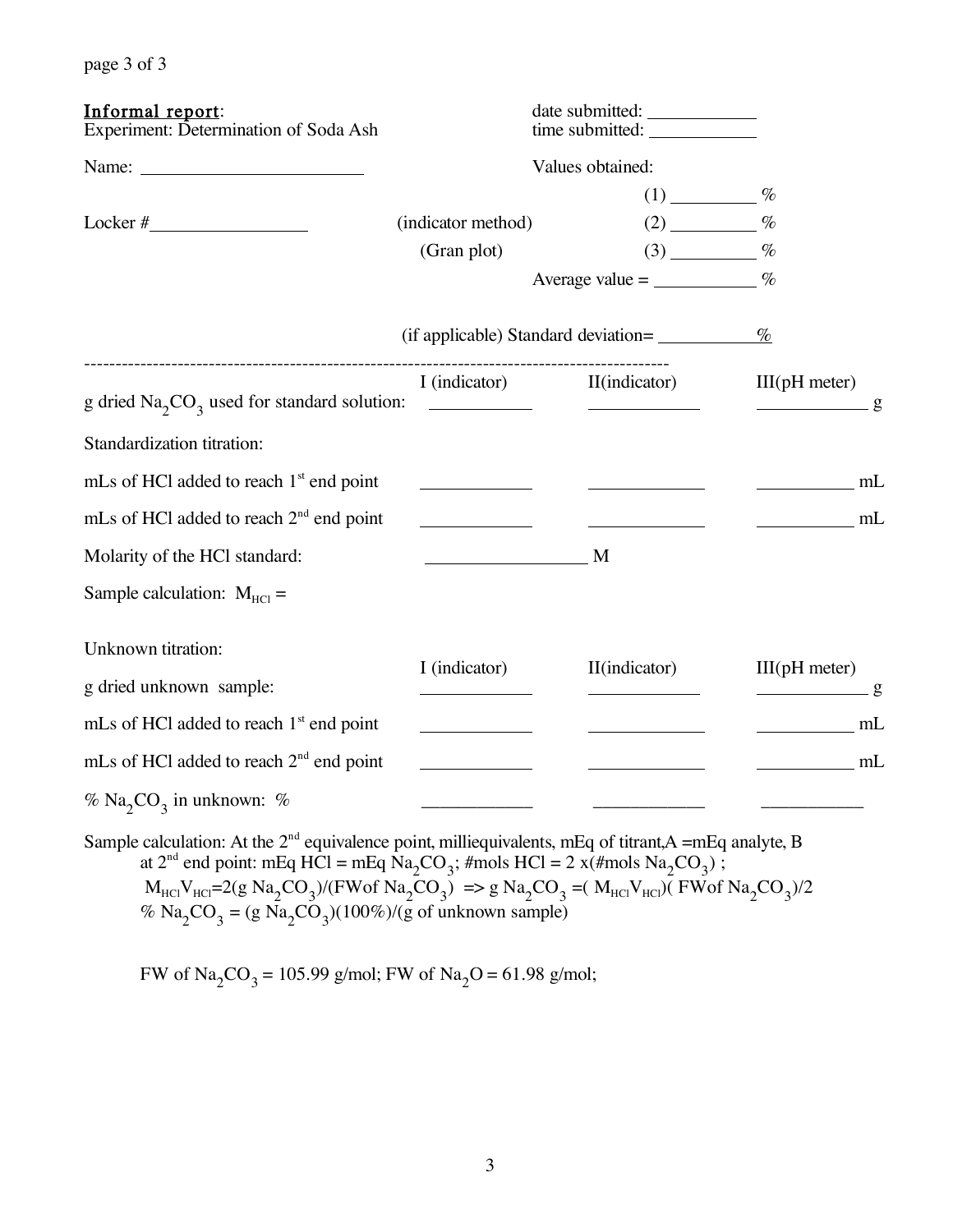**Informal report**:

Experiment: Determination of Soda Ash

date submitted: ____________

time submitted: ____________

Name: ________________________

Locker #_________________

Values obtained:

| | | |
|---|---|---|
| | (1) _________ | % |
| (indicator method) | (2) _________ | % |
| (Gran plot) | (3) _________ | % |
| | Average value = ___________ | % |

(if applicable) Standard deviation= ___________ %

---

| | I (indicator) | II(indicator) | III(pH meter) | |
|---|---|---|---|---|
| g dried $Na_2CO_3$ used for standard solution: | ___________ | ___________ | ___________ | g |
| Standardization titration: | | | | |
| mLs of HCl added to reach 1st end point | ___________ | ___________ | ___________ | mL |
| mLs of HCl added to reach 2nd end point | ___________ | ___________ | ___________ | mL |
| Molarity of the HCl standard: | ___________ M | | | |

Sample calculation: $M_{HCl}$ =

Unknown titration:

| | I (indicator) | II(indicator) | III(pH meter) | |
|---|---|---|---|---|
| g dried unknown sample: | ___________ | ___________ | ___________ | g |
| mLs of HCl added to reach 1st end point | ___________ | ___________ | ___________ | mL |
| mLs of HCl added to reach 2nd end point | ___________ | ___________ | ___________ | mL |
| % $Na_2CO_3$ in unknown: % | ___________ | ___________ | ___________ | |

Sample calculation: At the 2nd equivalence point, milliequivalents, mEq of titrant,A =mEq analyte, B at 2nd end point: mEq HCl = mEq $Na_2CO_3$; #mols HCl = 2 x(#mols $Na_2CO_3$) ;

$M_{HCl}V_{HCl}$=2(g $Na_2CO_3$)/(FWof $Na_2CO_3$) => g $Na_2CO_3$ =( $M_{HCl}V_{HCl}$)( FWof $Na_2CO_3$)/2

% $Na_2CO_3$ = (g $Na_2CO_3$)(100%)/(g of unknown sample)

FW of $Na_2CO_3$ = 105.99 g/mol; FW of $Na_2O$ = 61.98 g/mol;